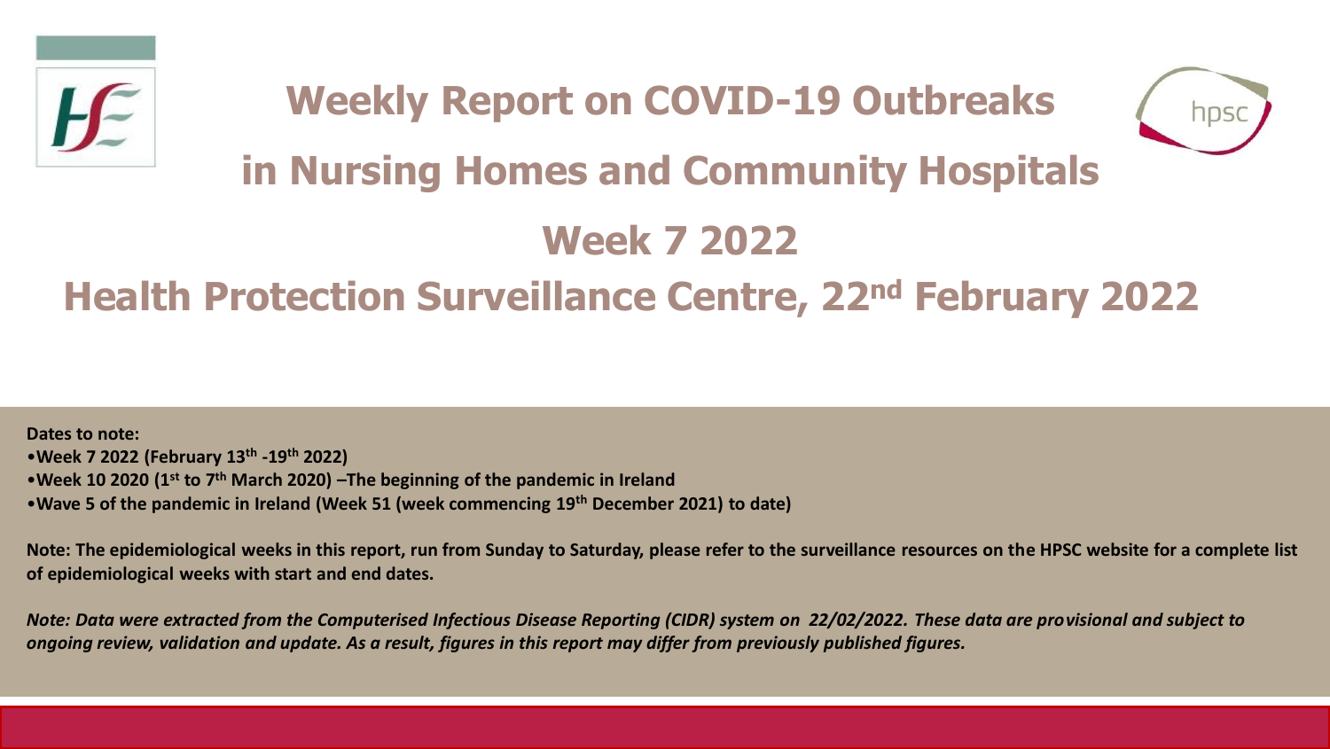# Weekly Report on COVID-19 Outbreaks in Nursing Homes and Community Hospitals

# Week 7 2022

## Health Protection Surveillance Centre, 22nd February 2022

**Dates to note:**

- **Week 7 2022 (February 13th -19th 2022)**
- **Week 10 2020 (1st to 7th March 2020) –The beginning of the pandemic in Ireland**
- **Wave 5 of the pandemic in Ireland (Week 51 (week commencing 19th December 2021) to date)**

**Note: The epidemiological weeks in this report, run from Sunday to Saturday, please refer to the surveillance resources on the HPSC website for a complete list of epidemiological weeks with start and end dates.**

***Note: Data were extracted from the Computerised Infectious Disease Reporting (CIDR) system on 22/02/2022. These data are provisional and subject to ongoing review, validation and update. As a result, figures in this report may differ from previously published figures.***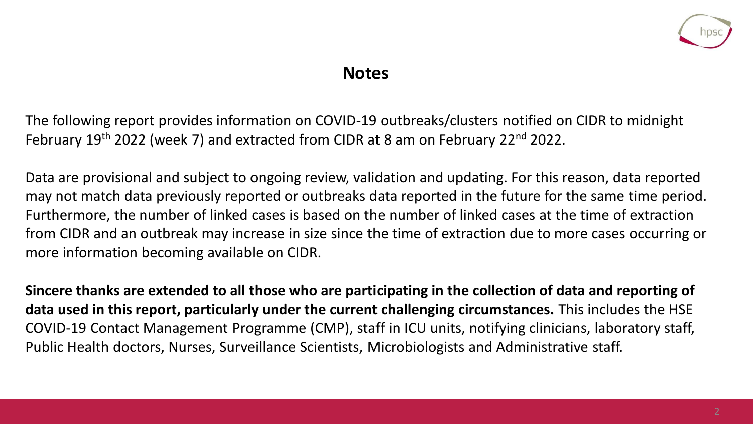## Notes

The following report provides information on COVID-19 outbreaks/clusters notified on CIDR to midnight February 19th 2022 (week 7) and extracted from CIDR at 8 am on February 22nd 2022.

Data are provisional and subject to ongoing review, validation and updating. For this reason, data reported may not match data previously reported or outbreaks data reported in the future for the same time period. Furthermore, the number of linked cases is based on the number of linked cases at the time of extraction from CIDR and an outbreak may increase in size since the time of extraction due to more cases occurring or more information becoming available on CIDR.

**Sincere thanks are extended to all those who are participating in the collection of data and reporting of data used in this report, particularly under the current challenging circumstances.** This includes the HSE COVID-19 Contact Management Programme (CMP), staff in ICU units, notifying clinicians, laboratory staff, Public Health doctors, Nurses, Surveillance Scientists, Microbiologists and Administrative staff.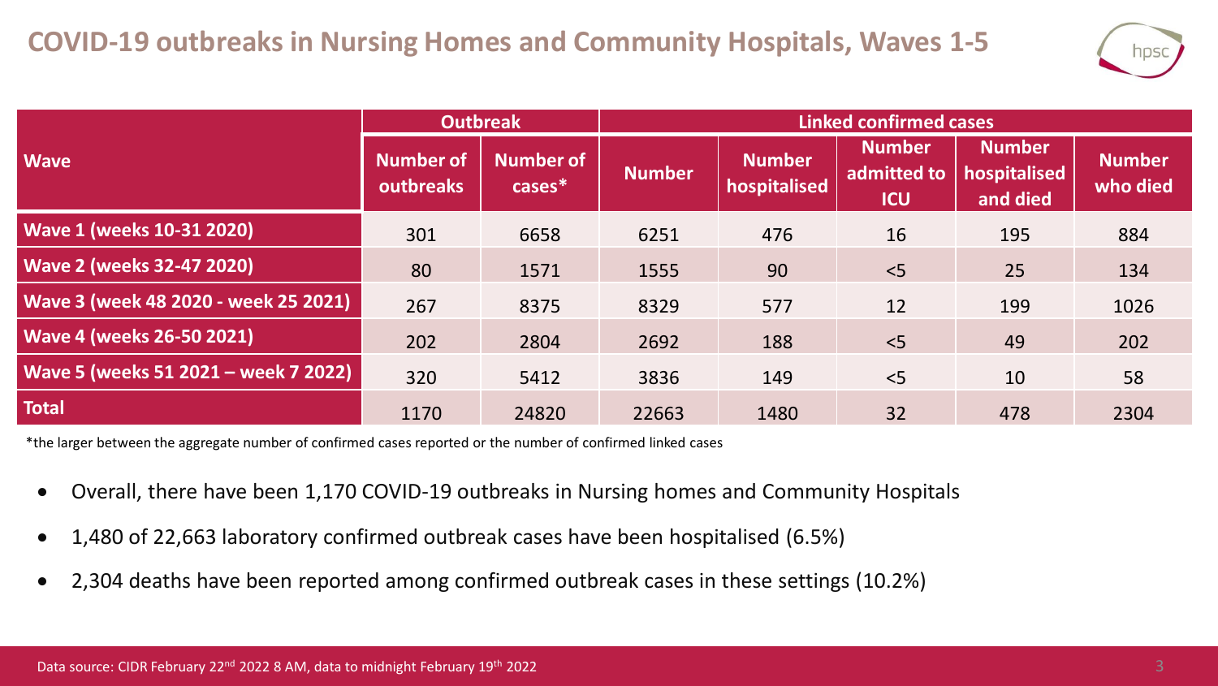# COVID-19 outbreaks in Nursing Homes and Community Hospitals, Waves 1-5

| Wave | Outbreak | | Linked confirmed cases | | | | |
|---|---|---|---|---|---|---|---|
| | Number of outbreaks | Number of cases* | Number | Number hospitalised | Number admitted to ICU | Number hospitalised and died | Number who died |
| **Wave 1 (weeks 10-31 2020)** | 301 | 6658 | 6251 | 476 | 16 | 195 | 884 |
| **Wave 2 (weeks 32-47 2020)** | 80 | 1571 | 1555 | 90 | <5 | 25 | 134 |
| **Wave 3 (week 48 2020 - week 25 2021)** | 267 | 8375 | 8329 | 577 | 12 | 199 | 1026 |
| **Wave 4 (weeks 26-50 2021)** | 202 | 2804 | 2692 | 188 | <5 | 49 | 202 |
| **Wave 5 (weeks 51 2021 – week 7 2022)** | 320 | 5412 | 3836 | 149 | <5 | 10 | 58 |
| **Total** | 1170 | 24820 | 22663 | 1480 | 32 | 478 | 2304 |

*the larger between the aggregate number of confirmed cases reported or the number of confirmed linked cases

- Overall, there have been 1,170 COVID-19 outbreaks in Nursing homes and Community Hospitals
- 1,480 of 22,663 laboratory confirmed outbreak cases have been hospitalised (6.5%)
- 2,304 deaths have been reported among confirmed outbreak cases in these settings (10.2%)

Data source: CIDR February 22nd 2022 8 AM, data to midnight February 19th 2022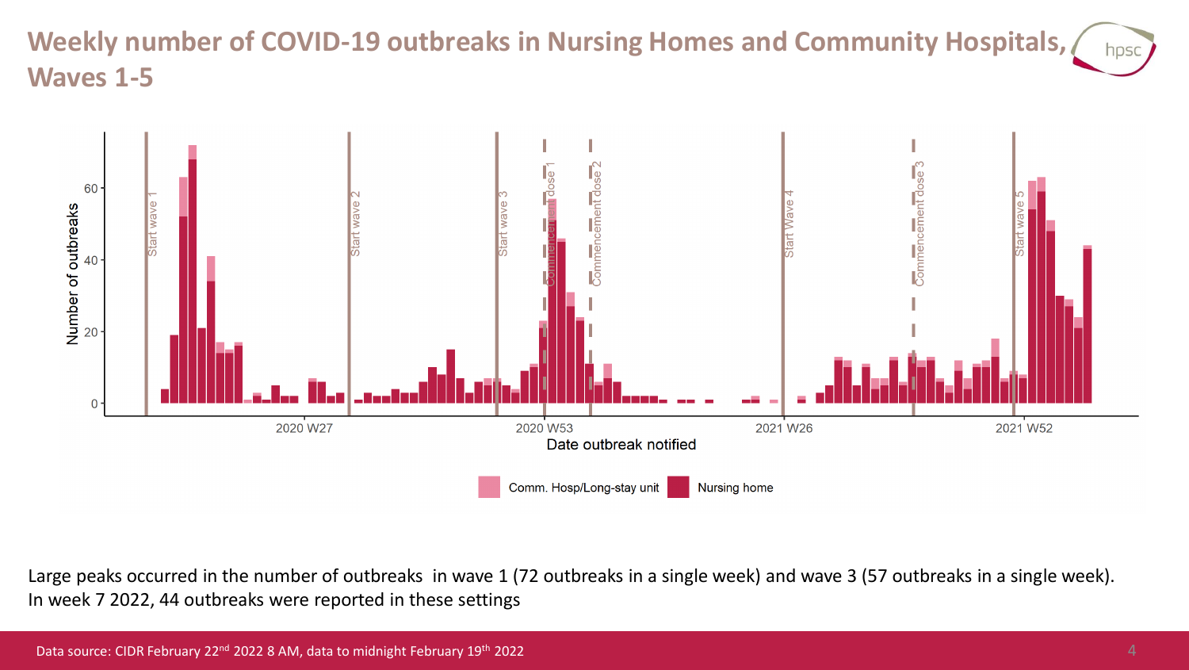# Weekly number of COVID-19 outbreaks in Nursing Homes and Community Hospitals, Waves 1-5

Large peaks occurred in the number of outbreaks in wave 1 (72 outbreaks in a single week) and wave 3 (57 outbreaks in a single week). In week 7 2022, 44 outbreaks were reported in these settings

Data source: CIDR February 22nd 2022 8 AM, data to midnight February 19th 2022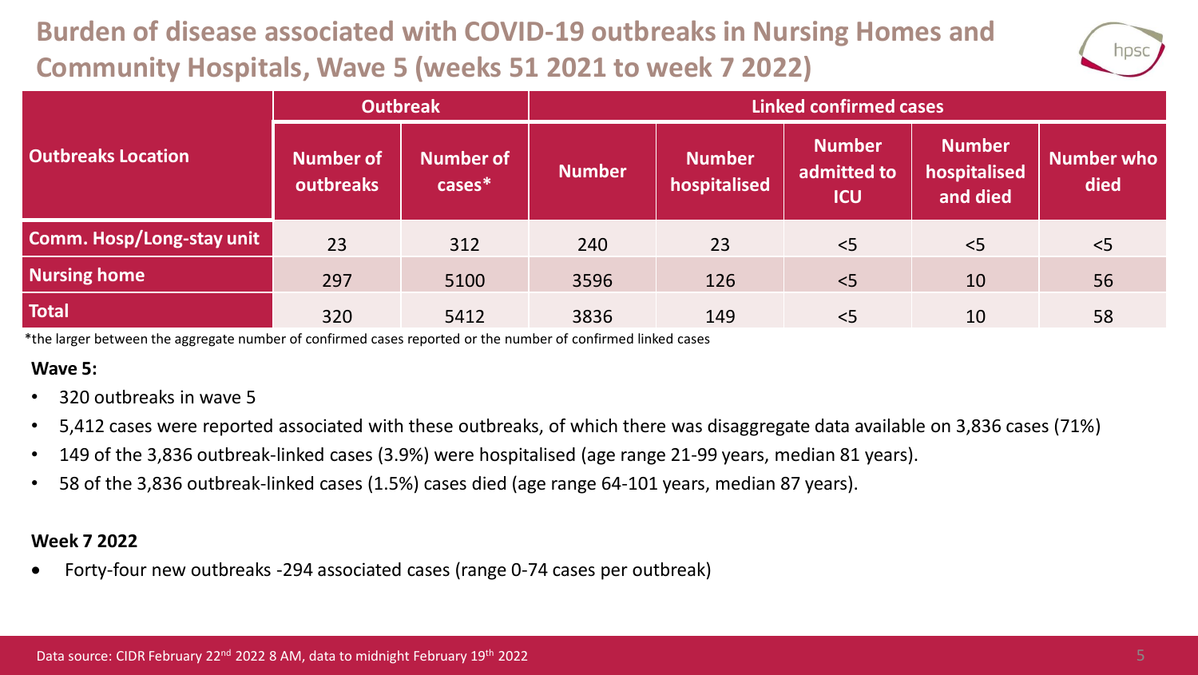# Burden of disease associated with COVID-19 outbreaks in Nursing Homes and Community Hospitals, Wave 5 (weeks 51 2021 to week 7 2022)

| Outbreaks Location | Outbreak | | Linked confirmed cases | | | | |
|---|---|---|---|---|---|---|---|
| | Number of outbreaks | Number of cases* | Number | Number hospitalised | Number admitted to ICU | Number hospitalised and died | Number who died |
| Comm. Hosp/Long-stay unit | 23 | 312 | 240 | 23 | <5 | <5 | <5 |
| Nursing home | 297 | 5100 | 3596 | 126 | <5 | 10 | 56 |
| Total | 320 | 5412 | 3836 | 149 | <5 | 10 | 58 |

*the larger between the aggregate number of confirmed cases reported or the number of confirmed linked cases

**Wave 5:**

- 320 outbreaks in wave 5
- 5,412 cases were reported associated with these outbreaks, of which there was disaggregate data available on 3,836 cases (71%)
- 149 of the 3,836 outbreak-linked cases (3.9%) were hospitalised (age range 21-99 years, median 81 years).
- 58 of the 3,836 outbreak-linked cases (1.5%) cases died (age range 64-101 years, median 87 years).

**Week 7 2022**

- Forty-four new outbreaks -294 associated cases (range 0-74 cases per outbreak)

Data source: CIDR February 22nd 2022 8 AM, data to midnight February 19th 2022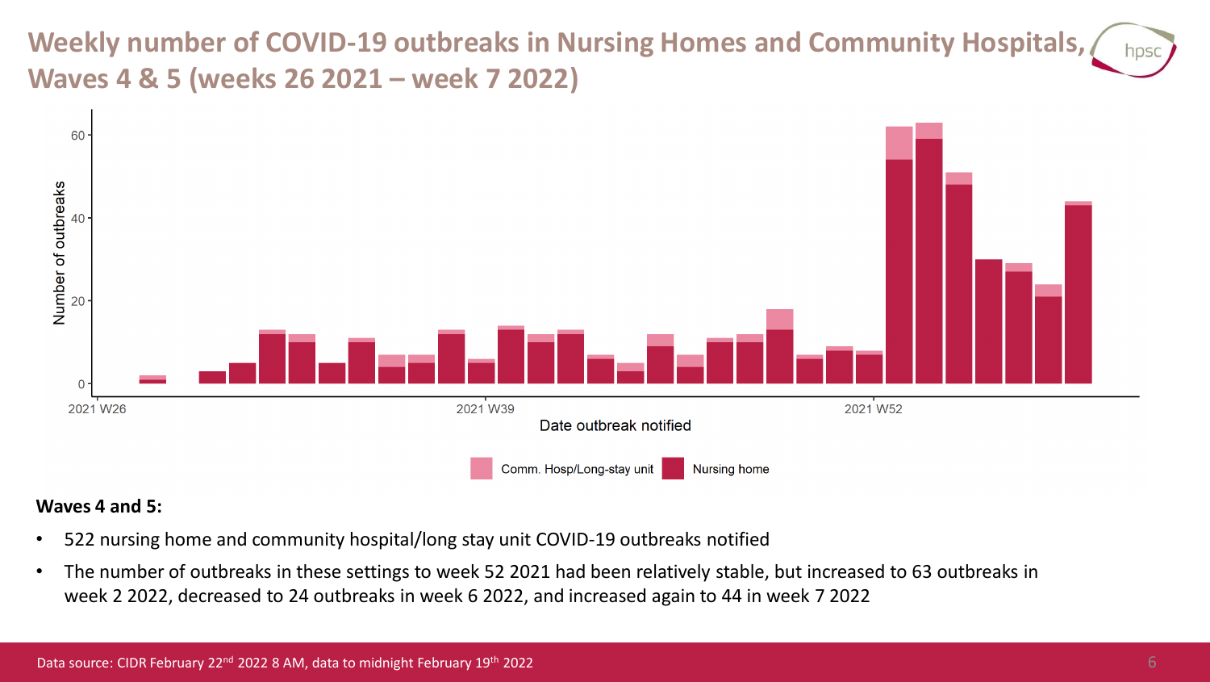# Weekly number of COVID-19 outbreaks in Nursing Homes and Community Hospitals, Waves 4 & 5 (weeks 26 2021 – week 7 2022)

**Waves 4 and 5:**

- 522 nursing home and community hospital/long stay unit COVID-19 outbreaks notified
- The number of outbreaks in these settings to week 52 2021 had been relatively stable, but increased to 63 outbreaks in week 2 2022, decreased to 24 outbreaks in week 6 2022, and increased again to 44 in week 7 2022

Data source: CIDR February 22nd 2022 8 AM, data to midnight February 19th 2022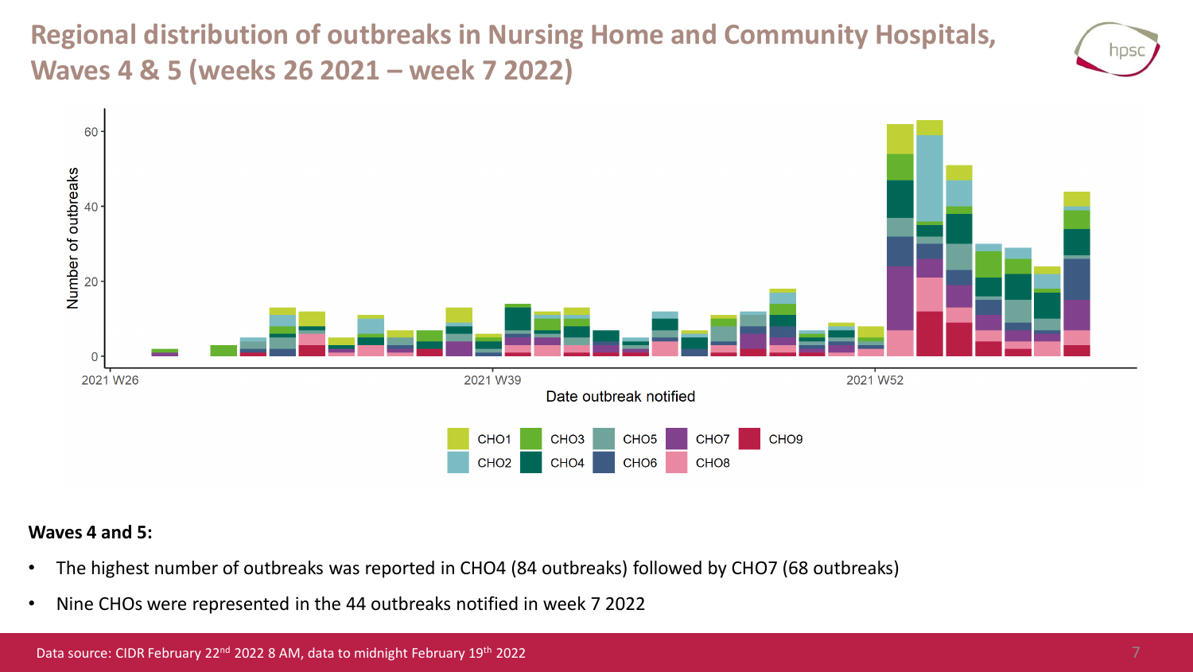# Regional distribution of outbreaks in Nursing Home and Community Hospitals, Waves 4 & 5 (weeks 26 2021 – week 7 2022)

**Waves 4 and 5:**

- The highest number of outbreaks was reported in CHO4 (84 outbreaks) followed by CHO7 (68 outbreaks)
- Nine CHOs were represented in the 44 outbreaks notified in week 7 2022

Data source: CIDR February 22nd 2022 8 AM, data to midnight February 19th 2022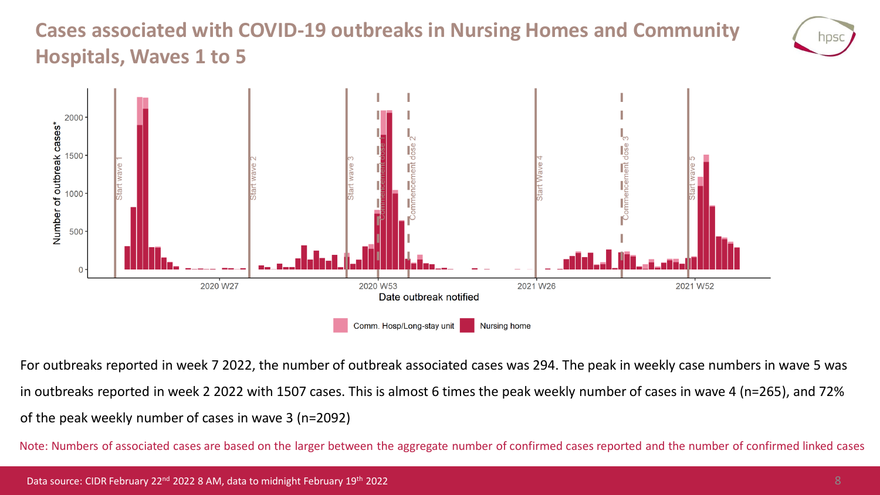# Cases associated with COVID-19 outbreaks in Nursing Homes and Community Hospitals, Waves 1 to 5

For outbreaks reported in week 7 2022, the number of outbreak associated cases was 294. The peak in weekly case numbers in wave 5 was in outbreaks reported in week 2 2022 with 1507 cases. This is almost 6 times the peak weekly number of cases in wave 4 (n=265), and 72% of the peak weekly number of cases in wave 3 (n=2092)

Note: Numbers of associated cases are based on the larger between the aggregate number of confirmed cases reported and the number of confirmed linked cases

Data source: CIDR February 22nd 2022 8 AM, data to midnight February 19th 2022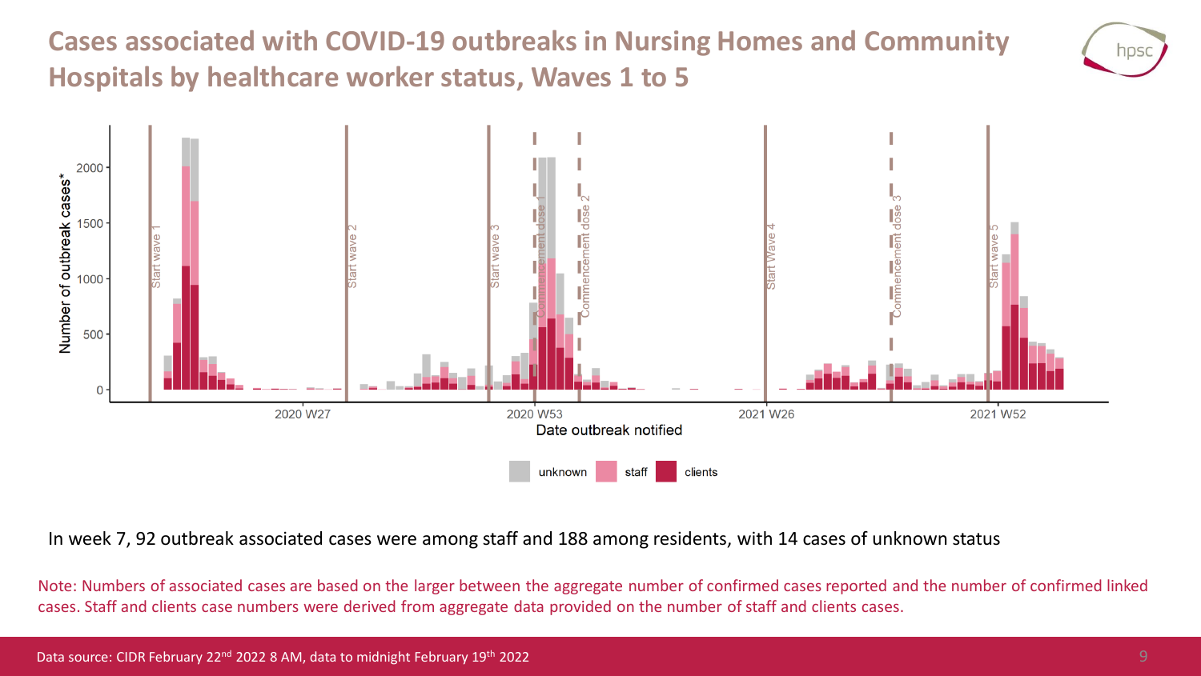# Cases associated with COVID-19 outbreaks in Nursing Homes and Community Hospitals by healthcare worker status, Waves 1 to 5

In week 7, 92 outbreak associated cases were among staff and 188 among residents, with 14 cases of unknown status

Note: Numbers of associated cases are based on the larger between the aggregate number of confirmed cases reported and the number of confirmed linked cases. Staff and clients case numbers were derived from aggregate data provided on the number of staff and clients cases.

Data source: CIDR February 22nd 2022 8 AM, data to midnight February 19th 2022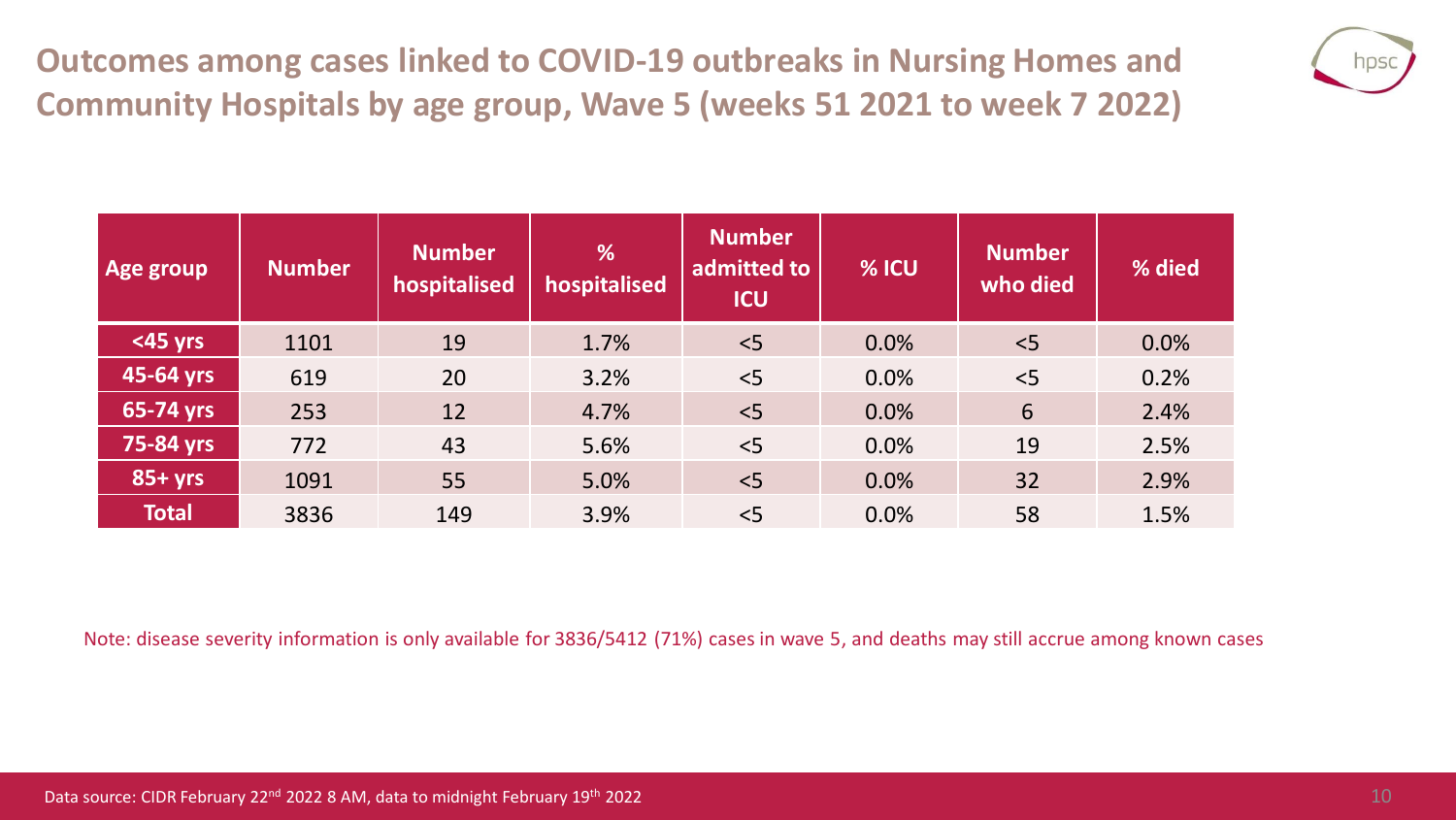# Outcomes among cases linked to COVID-19 outbreaks in Nursing Homes and Community Hospitals by age group, Wave 5 (weeks 51 2021 to week 7 2022)

| Age group | Number | Number hospitalised | % hospitalised | Number admitted to ICU | % ICU | Number who died | % died |
|---|---|---|---|---|---|---|---|
| <45 yrs | 1101 | 19 | 1.7% | <5 | 0.0% | <5 | 0.0% |
| 45-64 yrs | 619 | 20 | 3.2% | <5 | 0.0% | <5 | 0.2% |
| 65-74 yrs | 253 | 12 | 4.7% | <5 | 0.0% | 6 | 2.4% |
| 75-84 yrs | 772 | 43 | 5.6% | <5 | 0.0% | 19 | 2.5% |
| 85+ yrs | 1091 | 55 | 5.0% | <5 | 0.0% | 32 | 2.9% |
| Total | 3836 | 149 | 3.9% | <5 | 0.0% | 58 | 1.5% |

Note: disease severity information is only available for 3836/5412 (71%) cases in wave 5, and deaths may still accrue among known cases

Data source: CIDR February 22nd 2022 8 AM, data to midnight February 19th 2022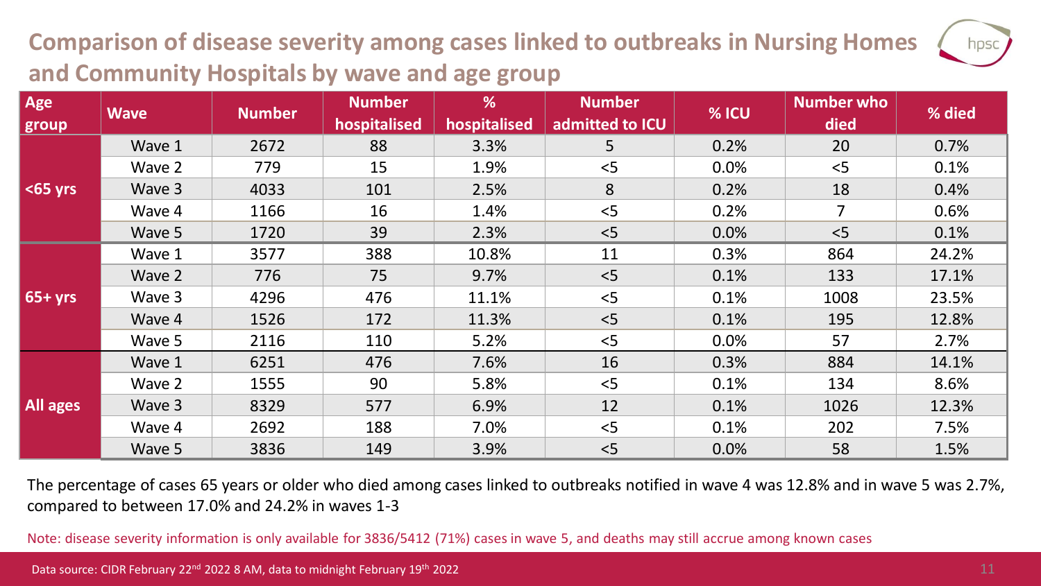# Comparison of disease severity among cases linked to outbreaks in Nursing Homes and Community Hospitals by wave and age group

| Age group | Wave | Number | Number hospitalised | % hospitalised | Number admitted to ICU | % ICU | Number who died | % died |
|---|---|---|---|---|---|---|---|---|
| <65 yrs | Wave 1 | 2672 | 88 | 3.3% | 5 | 0.2% | 20 | 0.7% |
| | Wave 2 | 779 | 15 | 1.9% | <5 | 0.0% | <5 | 0.1% |
| | Wave 3 | 4033 | 101 | 2.5% | 8 | 0.2% | 18 | 0.4% |
| | Wave 4 | 1166 | 16 | 1.4% | <5 | 0.2% | 7 | 0.6% |
| | Wave 5 | 1720 | 39 | 2.3% | <5 | 0.0% | <5 | 0.1% |
| 65+ yrs | Wave 1 | 3577 | 388 | 10.8% | 11 | 0.3% | 864 | 24.2% |
| | Wave 2 | 776 | 75 | 9.7% | <5 | 0.1% | 133 | 17.1% |
| | Wave 3 | 4296 | 476 | 11.1% | <5 | 0.1% | 1008 | 23.5% |
| | Wave 4 | 1526 | 172 | 11.3% | <5 | 0.1% | 195 | 12.8% |
| | Wave 5 | 2116 | 110 | 5.2% | <5 | 0.0% | 57 | 2.7% |
| All ages | Wave 1 | 6251 | 476 | 7.6% | 16 | 0.3% | 884 | 14.1% |
| | Wave 2 | 1555 | 90 | 5.8% | <5 | 0.1% | 134 | 8.6% |
| | Wave 3 | 8329 | 577 | 6.9% | 12 | 0.1% | 1026 | 12.3% |
| | Wave 4 | 2692 | 188 | 7.0% | <5 | 0.1% | 202 | 7.5% |
| | Wave 5 | 3836 | 149 | 3.9% | <5 | 0.0% | 58 | 1.5% |

The percentage of cases 65 years or older who died among cases linked to outbreaks notified in wave 4 was 12.8% and in wave 5 was 2.7%, compared to between 17.0% and 24.2% in waves 1-3

Note: disease severity information is only available for 3836/5412 (71%) cases in wave 5, and deaths may still accrue among known cases

Data source: CIDR February 22nd 2022 8 AM, data to midnight February 19th 2022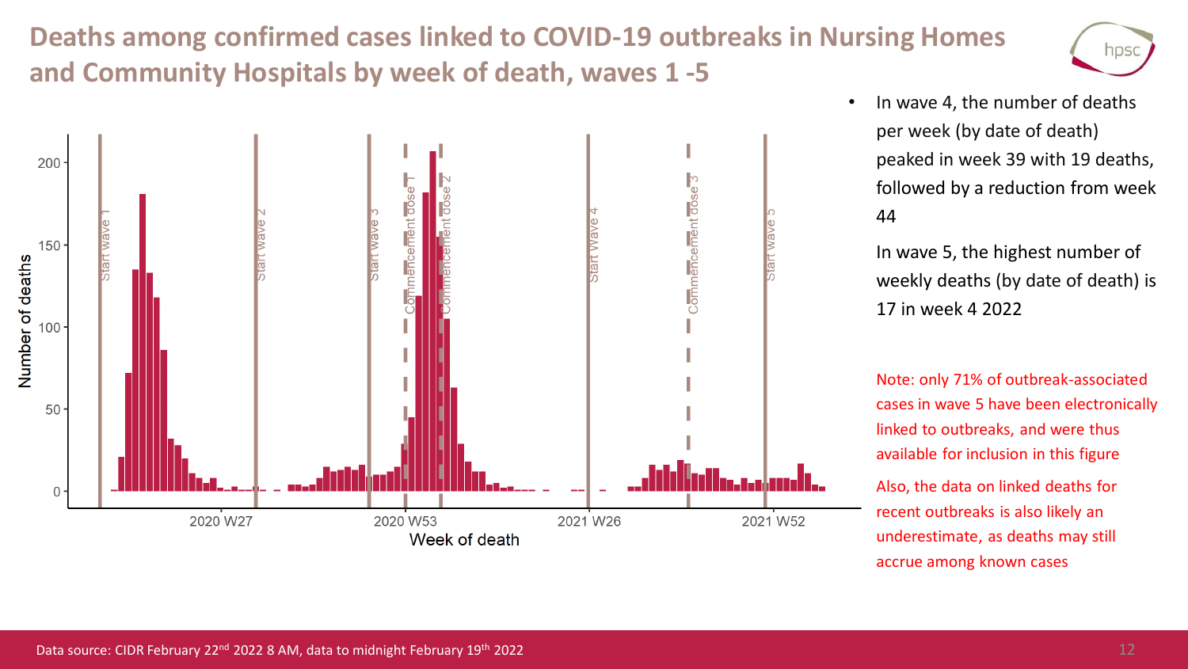# Deaths among confirmed cases linked to COVID-19 outbreaks in Nursing Homes and Community Hospitals by week of death, waves 1 -5

- In wave 4, the number of deaths per week (by date of death) peaked in week 39 with 19 deaths, followed by a reduction from week 44

  In wave 5, the highest number of weekly deaths (by date of death) is 17 in week 4 2022

Note: only 71% of outbreak-associated cases in wave 5 have been electronically linked to outbreaks, and were thus available for inclusion in this figure

Also, the data on linked deaths for recent outbreaks is also likely an underestimate, as deaths may still accrue among known cases

Data source: CIDR February 22nd 2022 8 AM, data to midnight February 19th 2022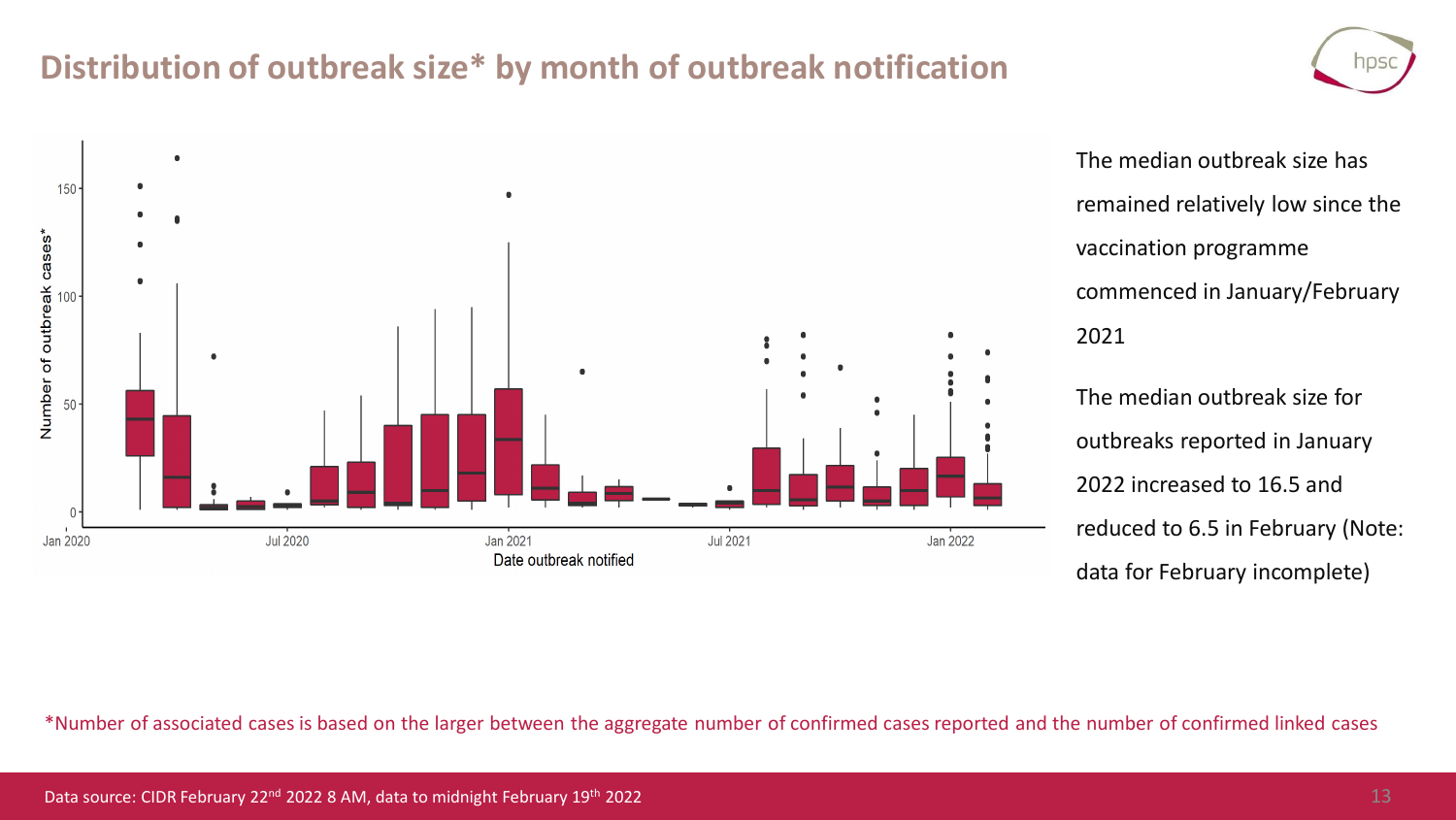# Distribution of outbreak size* by month of outbreak notification

Number of outbreak cases*

150
100
50
0

Jan 2020
Jul 2020
Jan 2021
Jul 2021
Jan 2022

Date outbreak notified

The median outbreak size has remained relatively low since the vaccination programme commenced in January/February 2021

The median outbreak size for outbreaks reported in January 2022 increased to 16.5 and reduced to 6.5 in February (Note: data for February incomplete)

*Number of associated cases is based on the larger between the aggregate number of confirmed cases reported and the number of confirmed linked cases

Data source: CIDR February 22nd 2022 8 AM, data to midnight February 19th 2022